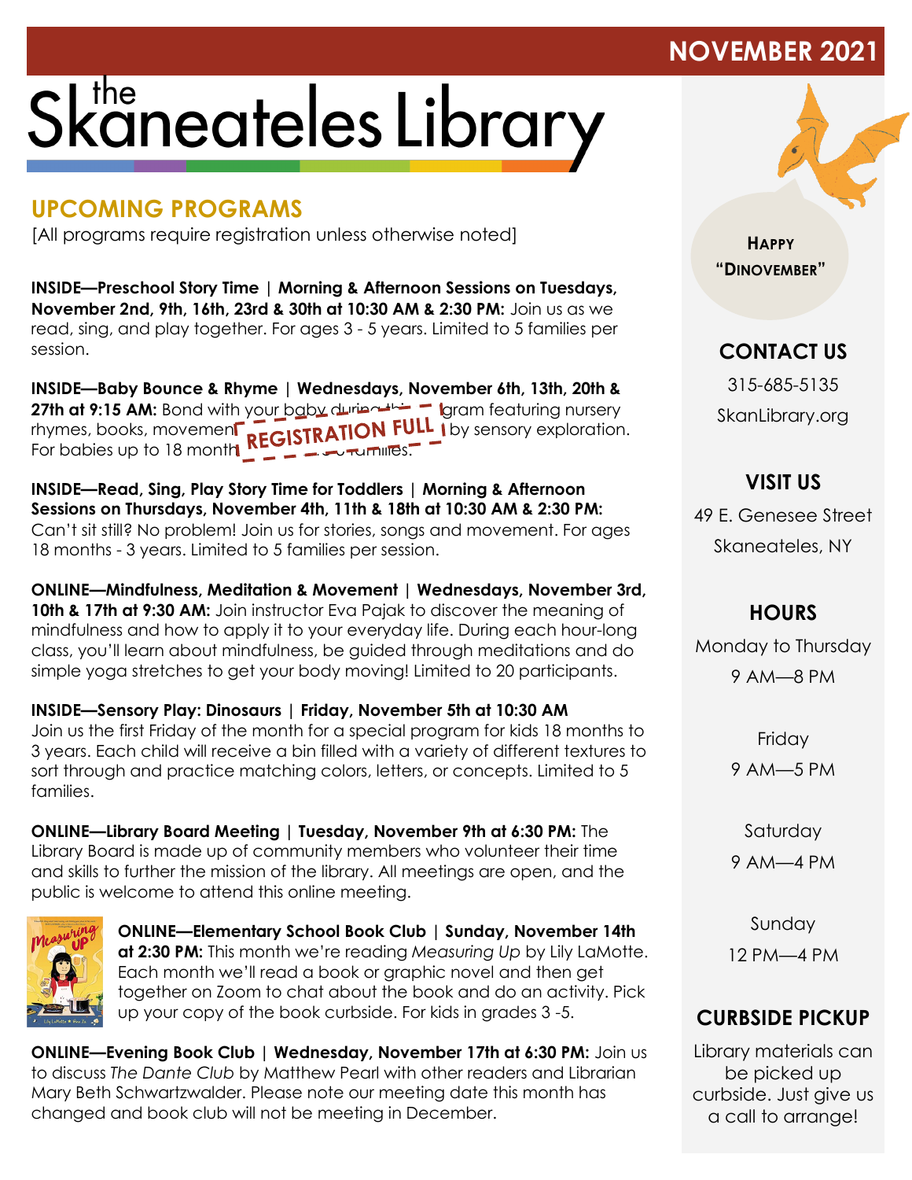NOVEMBER 2021

# the Skaneateles Library

## UPCOMING PROGRAMS

[All programs require registration unless otherwise noted]

**INSIDE—Preschool Story Time | Morning & Afternoon Sessions on Tuesdays, November 2nd, 9th, 16th, 23rd & 30th at 10:30 AM & 2:30 PM:** Join us as we read, sing, and play together. For ages 3 - 5 years. Limited to 5 families per session.

**INSIDE—Baby Bounce & Rhyme | Wednesdays, November 6th, 13th, 20th & 27th at 9:15 AM:** Bond with your baby during this program featuring nursery rhymes, books, movement and play followed by sensory exploration. For babies up to 18 months. Limited to 5 families.

REGISTRATION FULL

**INSIDE—Read, Sing, Play Story Time for Toddlers | Morning & Afternoon Sessions on Thursdays, November 4th, 11th & 18th at 10:30 AM & 2:30 PM:** Can't sit still? No problem! Join us for stories, songs and movement. For ages 18 months - 3 years. Limited to 5 families per session.

**ONLINE—Mindfulness, Meditation & Movement | Wednesdays, November 3rd, 10th & 17th at 9:30 AM:** Join instructor Eva Pajak to discover the meaning of mindfulness and how to apply it to your everyday life. During each hour-long class, you'll learn about mindfulness, be guided through meditations and do simple yoga stretches to get your body moving! Limited to 20 participants.

**INSIDE—Sensory Play: Dinosaurs | Friday, November 5th at 10:30 AM**
Join us the first Friday of the month for a special program for kids 18 months to 3 years. Each child will receive a bin filled with a variety of different textures to sort through and practice matching colors, letters, or concepts. Limited to 5 families.

**ONLINE—Library Board Meeting | Tuesday, November 9th at 6:30 PM:** The Library Board is made up of community members who volunteer their time and skills to further the mission of the library. All meetings are open, and the public is welcome to attend this online meeting.

**ONLINE—Elementary School Book Club | Sunday, November 14th at 2:30 PM:** This month we're reading *Measuring Up* by Lily LaMotte. Each month we'll read a book or graphic novel and then get together on Zoom to chat about the book and do an activity. Pick up your copy of the book curbside. For kids in grades 3 -5.

**ONLINE—Evening Book Club | Wednesday, November 17th at 6:30 PM:** Join us to discuss *The Dante Club* by Matthew Pearl with other readers and Librarian Mary Beth Schwartzwalder. Please note our meeting date this month has changed and book club will not be meeting in December.

HAPPY "DINOVEMBER"

### CONTACT US

315-685-5135

SkanLibrary.org

### VISIT US

49 E. Genesee Street

Skaneateles, NY

### HOURS

Monday to Thursday
9 AM—8 PM

Friday
9 AM—5 PM

Saturday
9 AM—4 PM

Sunday
12 PM—4 PM

### CURBSIDE PICKUP

Library materials can be picked up curbside. Just give us a call to arrange!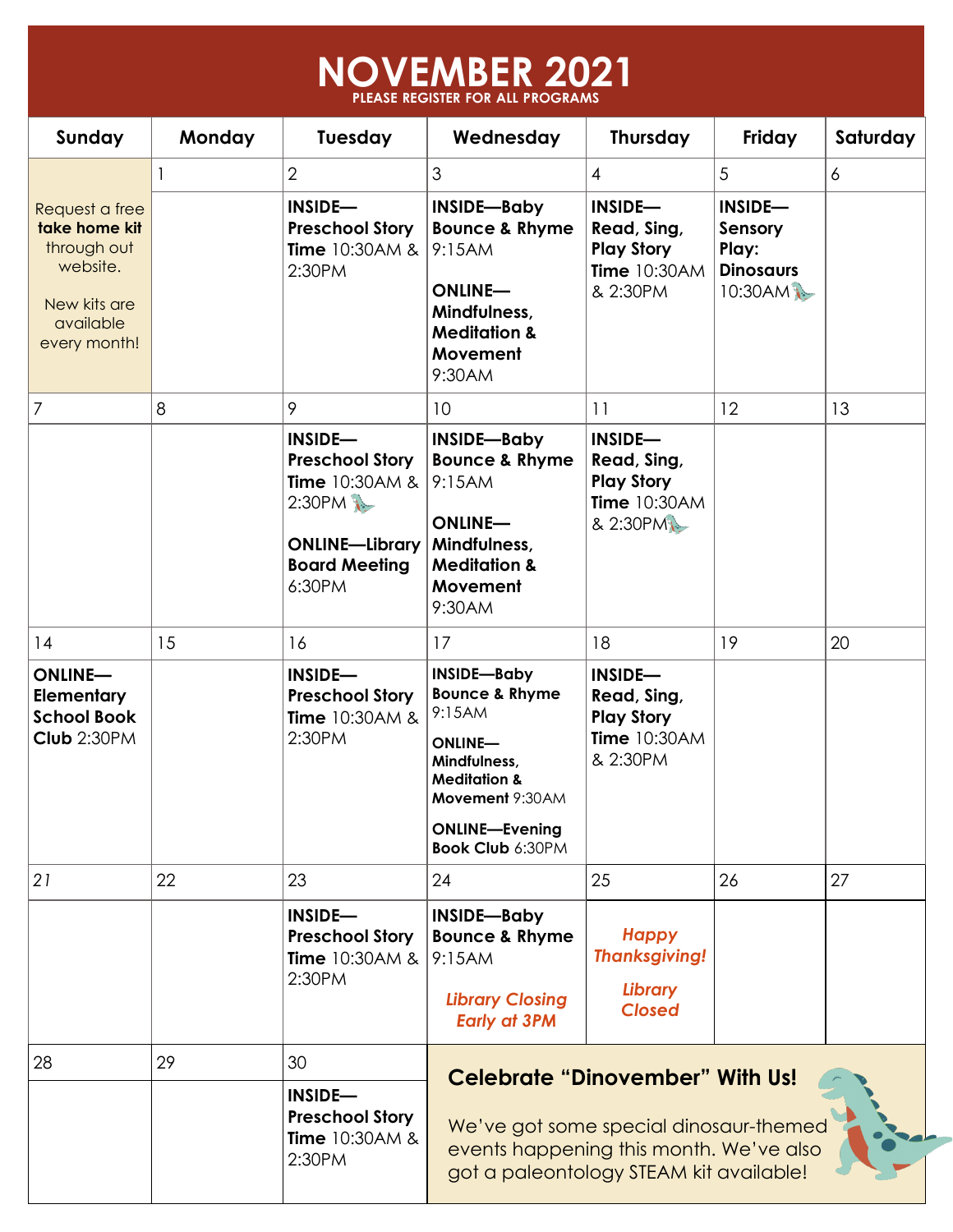# NOVEMBER 2021

**PLEASE REGISTER FOR ALL PROGRAMS**

| Sunday | Monday | Tuesday | Wednesday | Thursday | Friday | Saturday |
|---|---|---|---|---|---|---|
| Request a free **take home kit** through out website.<br><br>New kits are available every month! | 1 | 2<br>**INSIDE—Preschool Story Time** 10:30AM & 2:30PM | 3<br>**INSIDE—Baby Bounce & Rhyme** 9:15AM<br><br>**ONLINE—Mindfulness, Meditation & Movement** 9:30AM | 4<br>**INSIDE—Read, Sing, Play Story Time** 10:30AM & 2:30PM | 5<br>**INSIDE—Sensory Play: Dinosaurs** 10:30AM | 6 |
| 7 | 8 | 9<br>**INSIDE—Preschool Story Time** 10:30AM & 2:30PM<br><br>**ONLINE—Library Board Meeting** 6:30PM | 10<br>**INSIDE—Baby Bounce & Rhyme** 9:15AM<br><br>**ONLINE—Mindfulness, Meditation & Movement** 9:30AM | 11<br>**INSIDE—Read, Sing, Play Story Time** 10:30AM & 2:30PM | 12 | 13 |
| 14<br>**ONLINE—Elementary School Book Club** 2:30PM | 15 | 16<br>**INSIDE—Preschool Story Time** 10:30AM & 2:30PM | 17<br>**INSIDE—Baby Bounce & Rhyme** 9:15AM<br><br>**ONLINE—Mindfulness, Meditation & Movement** 9:30AM<br><br>**ONLINE—Evening Book Club** 6:30PM | 18<br>**INSIDE—Read, Sing, Play Story Time** 10:30AM & 2:30PM | 19 | 20 |
| 21 | 22 | 23<br>**INSIDE—Preschool Story Time** 10:30AM & 2:30PM | 24<br>**INSIDE—Baby Bounce & Rhyme** 9:15AM<br><br>***Library Closing Early at 3PM*** | 25<br>***Happy Thanksgiving!***<br><br>***Library Closed*** | 26 | 27 |
| 28 | 29 | 30<br>**INSIDE—Preschool Story Time** 10:30AM & 2:30PM | | | | |

## Celebrate "Dinovember" With Us!

We've got some special dinosaur-themed events happening this month. We've also got a paleontology STEAM kit available!